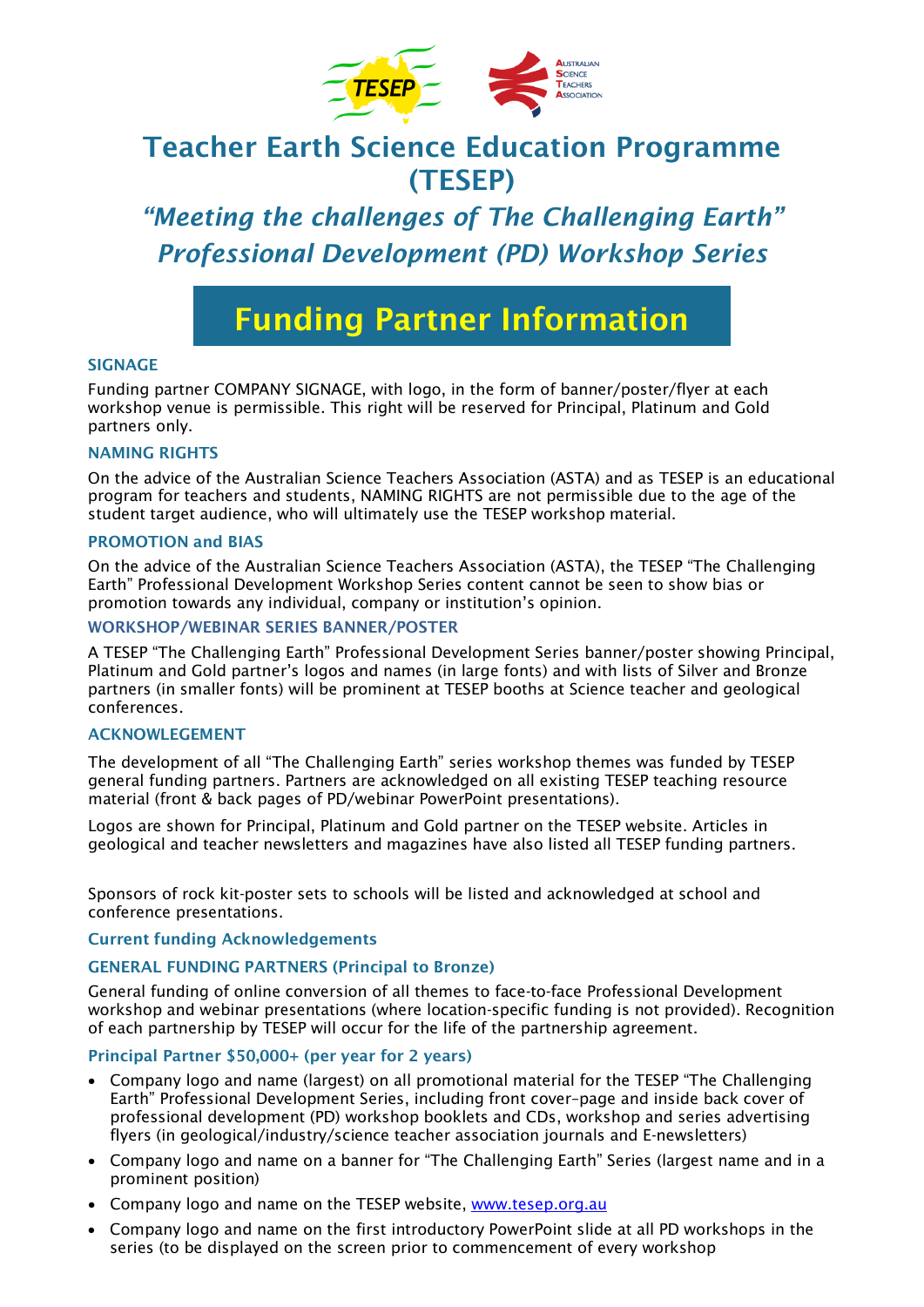# Teacher Earth Science Education Programme (TESEP)

## *"Meeting the challenges of The Challenging Earth" Professional Development (PD) Workshop Series*

## Funding Partner Information

### SIGNAGE

Funding partner COMPANY SIGNAGE, with logo, in the form of banner/poster/flyer at each workshop venue is permissible. This right will be reserved for Principal, Platinum and Gold partners only.

### NAMING RIGHTS

On the advice of the Australian Science Teachers Association (ASTA) and as TESEP is an educational program for teachers and students, NAMING RIGHTS are not permissible due to the age of the student target audience, who will ultimately use the TESEP workshop material.

### PROMOTION and BIAS

On the advice of the Australian Science Teachers Association (ASTA), the TESEP "The Challenging Earth" Professional Development Workshop Series content cannot be seen to show bias or promotion towards any individual, company or institution's opinion.

### WORKSHOP/WEBINAR SERIES BANNER/POSTER

A TESEP "The Challenging Earth" Professional Development Series banner/poster showing Principal, Platinum and Gold partner's logos and names (in large fonts) and with lists of Silver and Bronze partners (in smaller fonts) will be prominent at TESEP booths at Science teacher and geological conferences.

### ACKNOWLEDGEMENT

The development of all "The Challenging Earth" series workshop themes was funded by TESEP general funding partners. Partners are acknowledged on all existing TESEP teaching resource material (front & back pages of PD/webinar PowerPoint presentations).

Logos are shown for Principal, Platinum and Gold partner on the TESEP website. Articles in geological and teacher newsletters and magazines have also listed all TESEP funding partners.

Sponsors of rock kit-poster sets to schools will be listed and acknowledged at school and conference presentations.

### Current funding Acknowledgements

### GENERAL FUNDING PARTNERS (Principal to Bronze)

General funding of online conversion of all themes to face-to-face Professional Development workshop and webinar presentations (where location-specific funding is not provided). Recognition of each partnership by TESEP will occur for the life of the partnership agreement.

### Principal Partner $50,000+ (per year for 2 years)

- Company logo and name (largest) on all promotional material for the TESEP "The Challenging Earth" Professional Development Series, including front cover-page and inside back cover of professional development (PD) workshop booklets and CDs, workshop and series advertising flyers (in geological/industry/science teacher association journals and E-newsletters)
- Company logo and name on a banner for "The Challenging Earth" Series (largest name and in a prominent position)
- Company logo and name on the TESEP website, www.tesep.org.au
- Company logo and name on the first introductory PowerPoint slide at all PD workshops in the series (to be displayed on the screen prior to commencement of every workshop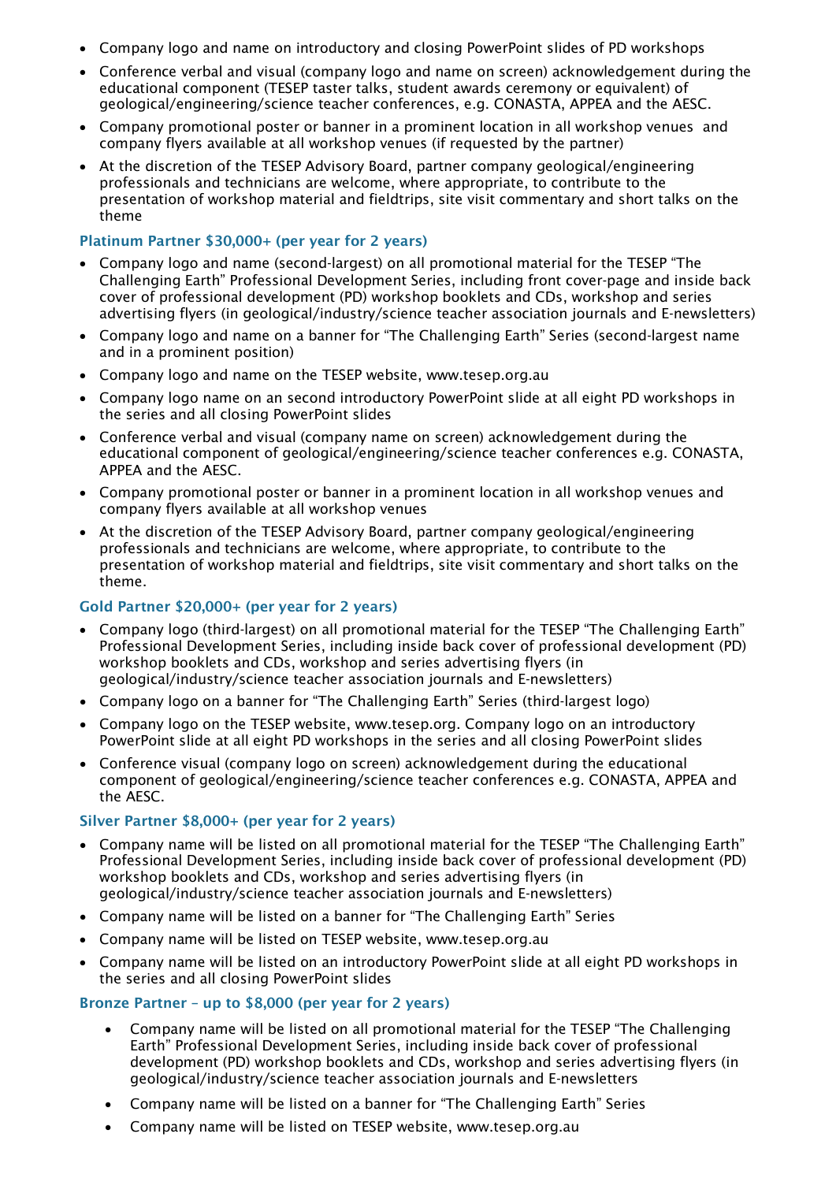- Company logo and name on introductory and closing PowerPoint slides of PD workshops
- Conference verbal and visual (company logo and name on screen) acknowledgement during the educational component (TESEP taster talks, student awards ceremony or equivalent) of geological/engineering/science teacher conferences, e.g. CONASTA, APPEA and the AESC.
- Company promotional poster or banner in a prominent location in all workshop venues and company flyers available at all workshop venues (if requested by the partner)
- At the discretion of the TESEP Advisory Board, partner company geological/engineering professionals and technicians are welcome, where appropriate, to contribute to the presentation of workshop material and fieldtrips, site visit commentary and short talks on the theme

### Platinum Partner $30,000+ (per year for 2 years)

- Company logo and name (second-largest) on all promotional material for the TESEP "The Challenging Earth" Professional Development Series, including front cover-page and inside back cover of professional development (PD) workshop booklets and CDs, workshop and series advertising flyers (in geological/industry/science teacher association journals and E-newsletters)
- Company logo and name on a banner for "The Challenging Earth" Series (second-largest name and in a prominent position)
- Company logo and name on the TESEP website, www.tesep.org.au
- Company logo name on an second introductory PowerPoint slide at all eight PD workshops in the series and all closing PowerPoint slides
- Conference verbal and visual (company name on screen) acknowledgement during the educational component of geological/engineering/science teacher conferences e.g. CONASTA, APPEA and the AESC.
- Company promotional poster or banner in a prominent location in all workshop venues and company flyers available at all workshop venues
- At the discretion of the TESEP Advisory Board, partner company geological/engineering professionals and technicians are welcome, where appropriate, to contribute to the presentation of workshop material and fieldtrips, site visit commentary and short talks on the theme.

### Gold Partner $20,000+ (per year for 2 years)

- Company logo (third-largest) on all promotional material for the TESEP "The Challenging Earth" Professional Development Series, including inside back cover of professional development (PD) workshop booklets and CDs, workshop and series advertising flyers (in geological/industry/science teacher association journals and E-newsletters)
- Company logo on a banner for "The Challenging Earth" Series (third-largest logo)
- Company logo on the TESEP website, www.tesep.org. Company logo on an introductory PowerPoint slide at all eight PD workshops in the series and all closing PowerPoint slides
- Conference visual (company logo on screen) acknowledgement during the educational component of geological/engineering/science teacher conferences e.g. CONASTA, APPEA and the AESC.

### Silver Partner $8,000+ (per year for 2 years)

- Company name will be listed on all promotional material for the TESEP "The Challenging Earth" Professional Development Series, including inside back cover of professional development (PD) workshop booklets and CDs, workshop and series advertising flyers (in geological/industry/science teacher association journals and E-newsletters)
- Company name will be listed on a banner for "The Challenging Earth" Series
- Company name will be listed on TESEP website, www.tesep.org.au
- Company name will be listed on an introductory PowerPoint slide at all eight PD workshops in the series and all closing PowerPoint slides

### Bronze Partner – up to $8,000 (per year for 2 years)

- Company name will be listed on all promotional material for the TESEP "The Challenging Earth" Professional Development Series, including inside back cover of professional development (PD) workshop booklets and CDs, workshop and series advertising flyers (in geological/industry/science teacher association journals and E-newsletters
- Company name will be listed on a banner for "The Challenging Earth" Series
- Company name will be listed on TESEP website, www.tesep.org.au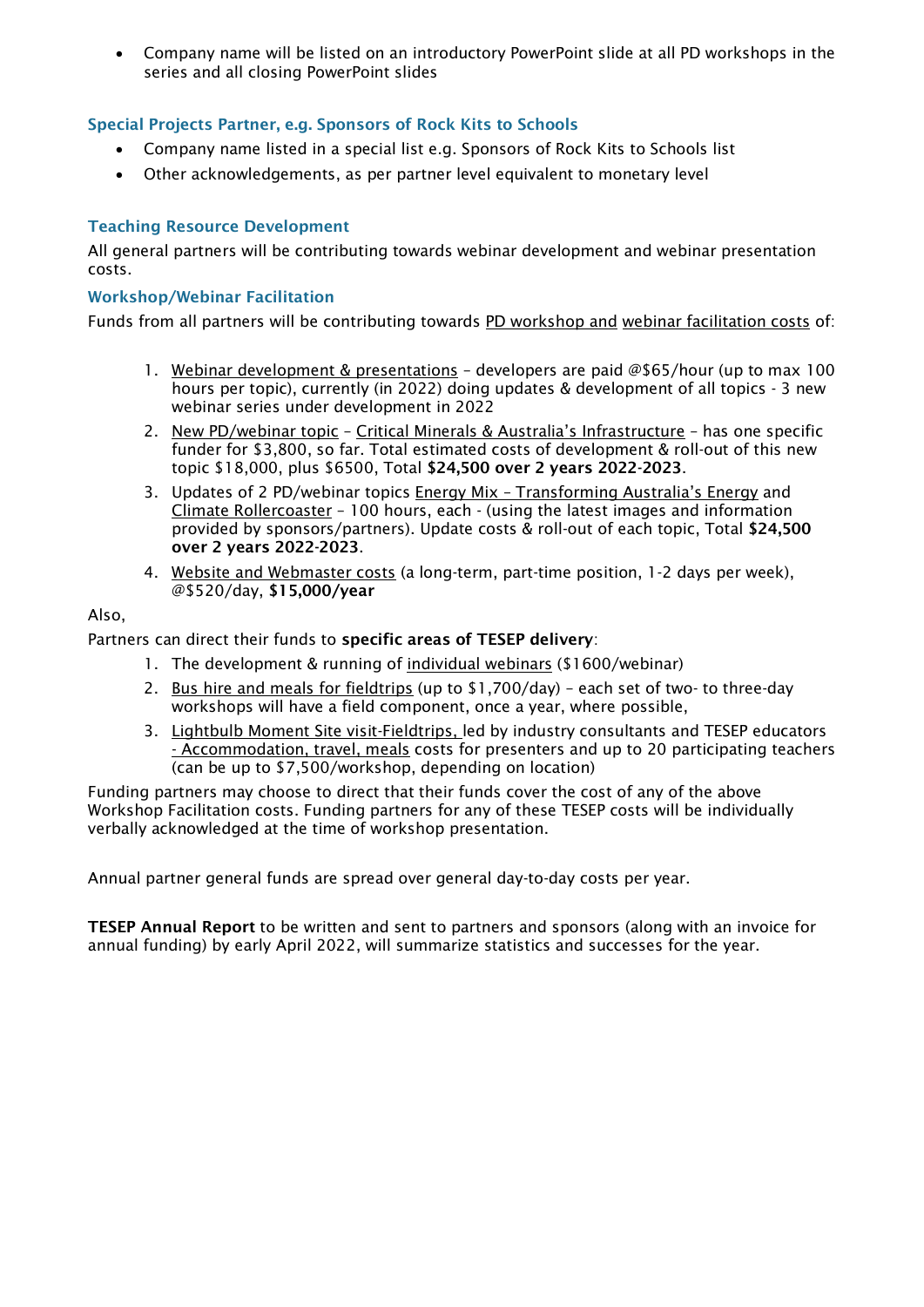- Company name will be listed on an introductory PowerPoint slide at all PD workshops in the series and all closing PowerPoint slides

### Special Projects Partner, e.g. Sponsors of Rock Kits to Schools

- Company name listed in a special list e.g. Sponsors of Rock Kits to Schools list
- Other acknowledgements, as per partner level equivalent to monetary level

### Teaching Resource Development

All general partners will be contributing towards webinar development and webinar presentation costs.

### Workshop/Webinar Facilitation

Funds from all partners will be contributing towards PD workshop and webinar facilitation costs of:

1. Webinar development & presentations – developers are paid @$65/hour (up to max 100 hours per topic), currently (in 2022) doing updates & development of all topics - 3 new webinar series under development in 2022
2. New PD/webinar topic – Critical Minerals & Australia's Infrastructure – has one specific funder for $3,800, so far. Total estimated costs of development & roll-out of this new topic $18,000, plus $6500, Total **$24,500 over 2 years 2022-2023**.
3. Updates of 2 PD/webinar topics Energy Mix – Transforming Australia's Energy and Climate Rollercoaster – 100 hours, each - (using the latest images and information provided by sponsors/partners). Update costs & roll-out of each topic, Total **$24,500 over 2 years 2022-2023**.
4. Website and Webmaster costs (a long-term, part-time position, 1-2 days per week), @$520/day, **$15,000/year**

Also,

Partners can direct their funds to **specific areas of TESEP delivery**:

1. The development & running of individual webinars ($1600/webinar)
2. Bus hire and meals for fieldtrips (up to $1,700/day) – each set of two- to three-day workshops will have a field component, once a year, where possible,
3. Lightbulb Moment Site visit-Fieldtrips, led by industry consultants and TESEP educators - Accommodation, travel, meals costs for presenters and up to 20 participating teachers (can be up to $7,500/workshop, depending on location)

Funding partners may choose to direct that their funds cover the cost of any of the above Workshop Facilitation costs. Funding partners for any of these TESEP costs will be individually verbally acknowledged at the time of workshop presentation.

Annual partner general funds are spread over general day-to-day costs per year.

**TESEP Annual Report** to be written and sent to partners and sponsors (along with an invoice for annual funding) by early April 2022, will summarize statistics and successes for the year.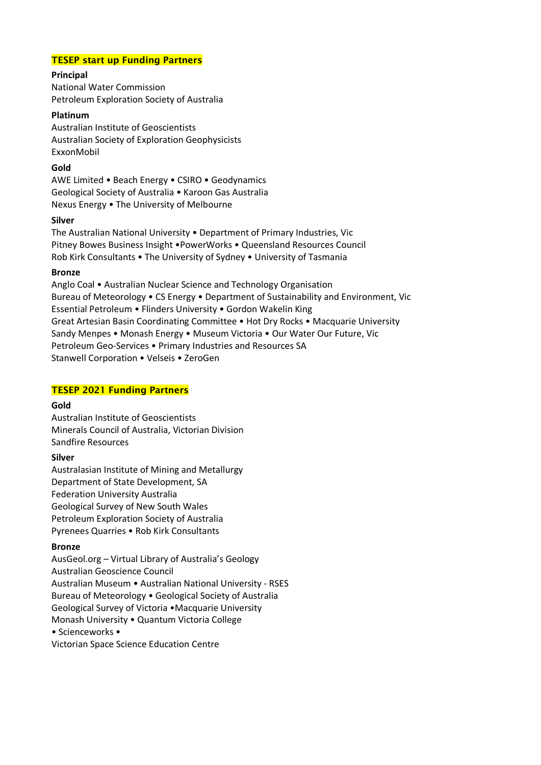## TESEP start up Funding Partners

**Principal**
National Water Commission
Petroleum Exploration Society of Australia

**Platinum**
Australian Institute of Geoscientists
Australian Society of Exploration Geophysicists
ExxonMobil

**Gold**
AWE Limited • Beach Energy • CSIRO • Geodynamics
Geological Society of Australia • Karoon Gas Australia
Nexus Energy • The University of Melbourne

**Silver**
The Australian National University • Department of Primary Industries, Vic
Pitney Bowes Business Insight •PowerWorks • Queensland Resources Council
Rob Kirk Consultants • The University of Sydney • University of Tasmania

**Bronze**
Anglo Coal • Australian Nuclear Science and Technology Organisation
Bureau of Meteorology • CS Energy • Department of Sustainability and Environment, Vic
Essential Petroleum • Flinders University • Gordon Wakelin King
Great Artesian Basin Coordinating Committee • Hot Dry Rocks • Macquarie University
Sandy Menpes • Monash Energy • Museum Victoria • Our Water Our Future, Vic
Petroleum Geo-Services • Primary Industries and Resources SA
Stanwell Corporation • Velseis • ZeroGen

## TESEP 2021 Funding Partners

**Gold**
Australian Institute of Geoscientists
Minerals Council of Australia, Victorian Division
Sandfire Resources

**Silver**
Australasian Institute of Mining and Metallurgy
Department of State Development, SA
Federation University Australia
Geological Survey of New South Wales
Petroleum Exploration Society of Australia
Pyrenees Quarries • Rob Kirk Consultants

**Bronze**
AusGeol.org – Virtual Library of Australia's Geology
Australian Geoscience Council
Australian Museum • Australian National University - RSES
Bureau of Meteorology • Geological Society of Australia
Geological Survey of Victoria •Macquarie University
Monash University • Quantum Victoria College
• Scienceworks •
Victorian Space Science Education Centre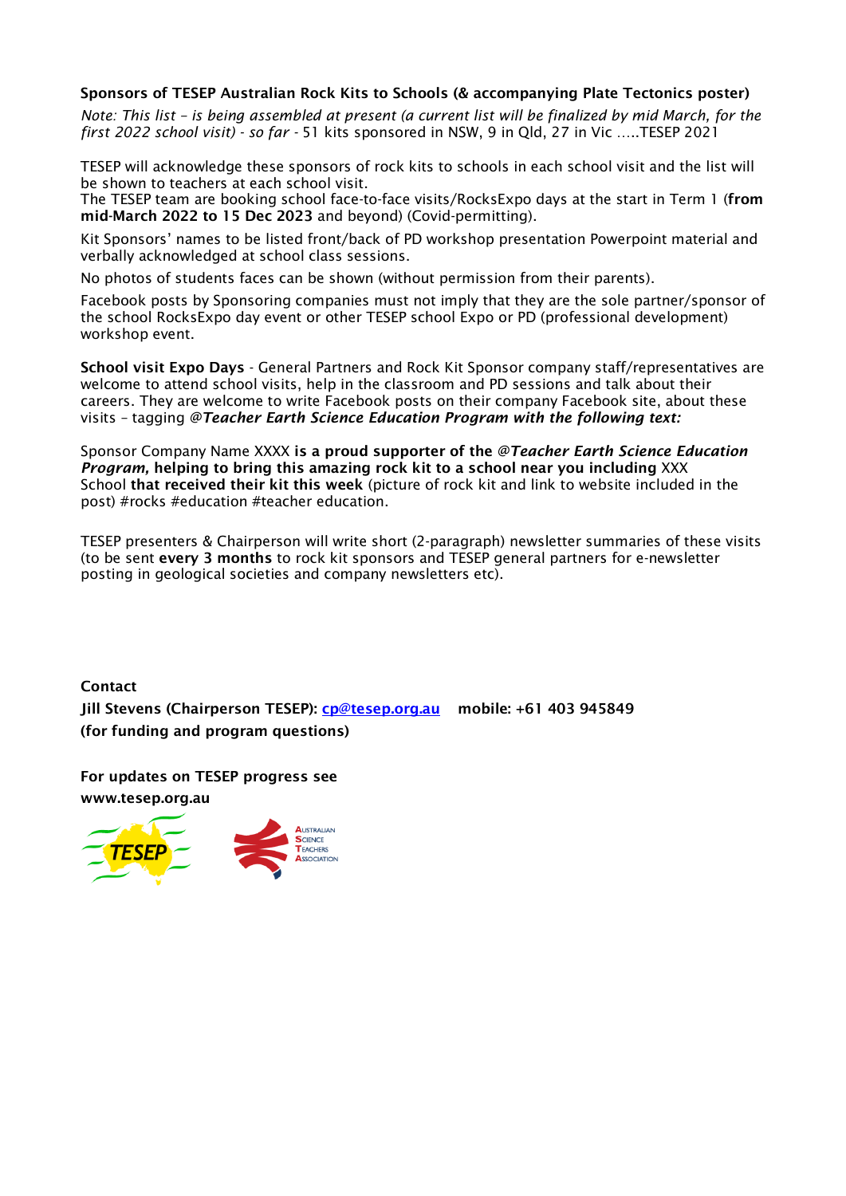**Sponsors of TESEP Australian Rock Kits to Schools (& accompanying Plate Tectonics poster)**

*Note: This list – is being assembled at present (a current list will be finalized by mid March, for the first 2022 school visit) - so far* - 51 kits sponsored in NSW, 9 in Qld, 27 in Vic …..TESEP 2021

TESEP will acknowledge these sponsors of rock kits to schools in each school visit and the list will be shown to teachers at each school visit.

The TESEP team are booking school face-to-face visits/RocksExpo days at the start in Term 1 (**from mid-March 2022 to 15 Dec 2023** and beyond) (Covid-permitting).

Kit Sponsors' names to be listed front/back of PD workshop presentation Powerpoint material and verbally acknowledged at school class sessions.

No photos of students faces can be shown (without permission from their parents).

Facebook posts by Sponsoring companies must not imply that they are the sole partner/sponsor of the school RocksExpo day event or other TESEP school Expo or PD (professional development) workshop event.

**School visit Expo Days** - General Partners and Rock Kit Sponsor company staff/representatives are welcome to attend school visits, help in the classroom and PD sessions and talk about their careers. They are welcome to write Facebook posts on their company Facebook site, about these visits – tagging **@*Teacher Earth Science Education Program with the following text:***

Sponsor Company Name XXXX **is a proud supporter of the** @***Teacher Earth Science Education Program*, helping to bring this amazing rock kit to a school near you including** XXX School **that received their kit this week** (picture of rock kit and link to website included in the post) #rocks #education #teacher education.

TESEP presenters & Chairperson will write short (2-paragraph) newsletter summaries of these visits (to be sent **every 3 months** to rock kit sponsors and TESEP general partners for e-newsletter posting in geological societies and company newsletters etc).

**Contact**

**Jill Stevens (Chairperson TESEP): [cp@tesep.org.au](mailto:cp@tesep.org.au) mobile: +61 403 945849**
**(for funding and program questions)**

**For updates on TESEP progress see**
**www.tesep.org.au**

TESEP

AUSTRALIAN SCIENCE TEACHERS ASSOCIATION